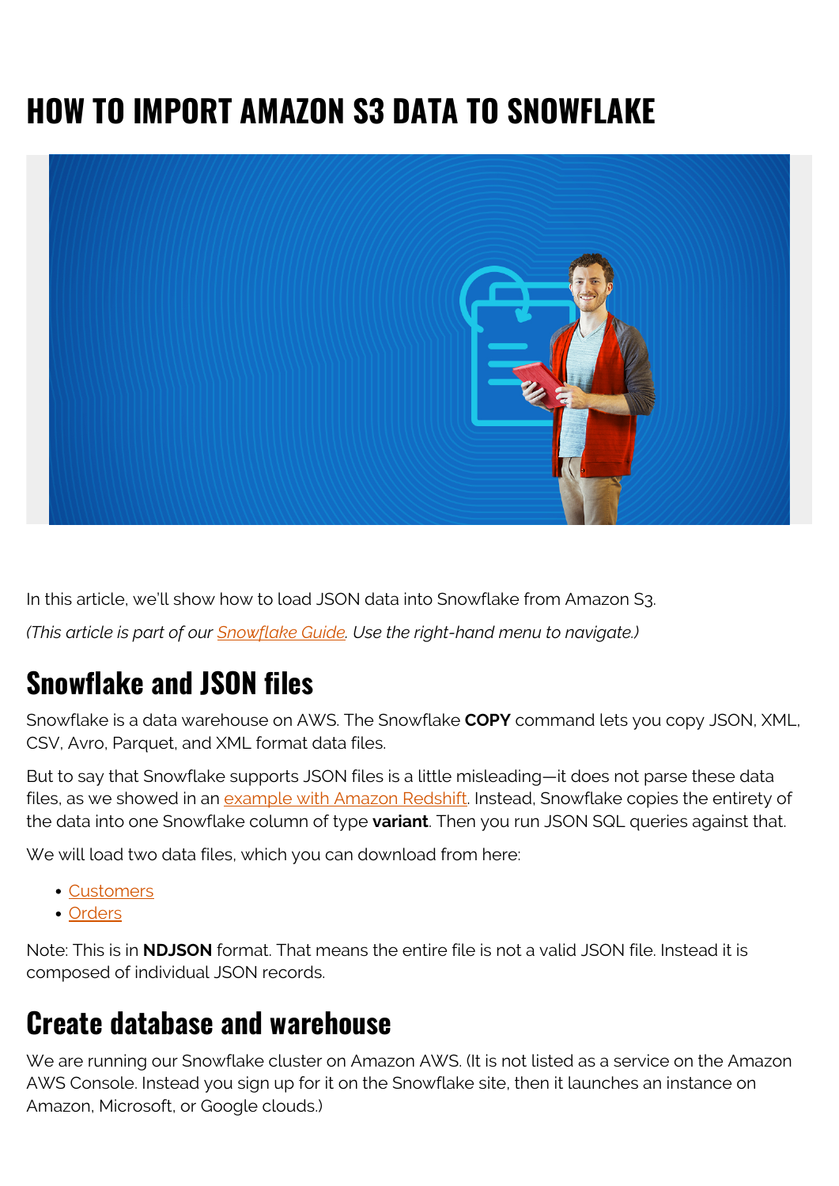# HOW TO IMPORT AMAZON S3 DATA TO SNOWFLAKE

In this article, we'll show how to load JSON data into Snowflake from Amazon S3.

*(This article is part of our Snowflake Guide. Use the right-hand menu to navigate.)*

## Snowflake and JSON files

Snowflake is a data warehouse on AWS. The Snowflake **COPY** command lets you copy JSON, XML, CSV, Avro, Parquet, and XML format data files.

But to say that Snowflake supports JSON files is a little misleading—it does not parse these data files, as we showed in an example with Amazon Redshift. Instead, Snowflake copies the entirety of the data into one Snowflake column of type **variant**. Then you run JSON SQL queries against that.

We will load two data files, which you can download from here:

- Customers
- Orders

Note: This is in **NDJSON** format. That means the entire file is not a valid JSON file. Instead it is composed of individual JSON records.

## Create database and warehouse

We are running our Snowflake cluster on Amazon AWS. (It is not listed as a service on the Amazon AWS Console. Instead you sign up for it on the Snowflake site, then it launches an instance on Amazon, Microsoft, or Google clouds.)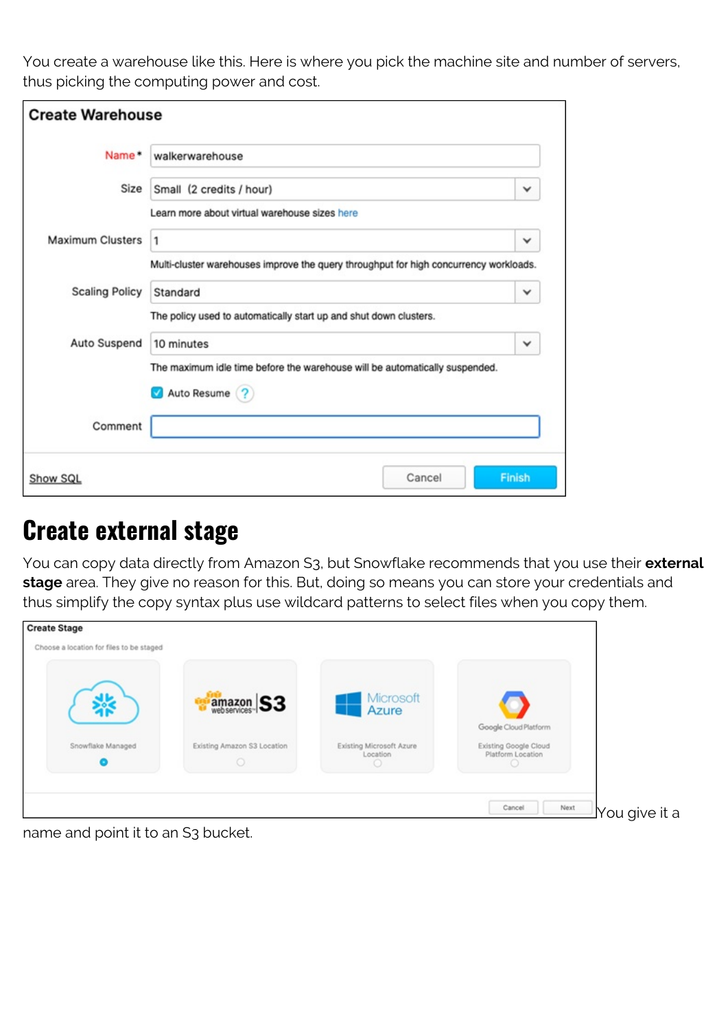You create a warehouse like this. Here is where you pick the machine site and number of servers, thus picking the computing power and cost.

## Create external stage

You can copy data directly from Amazon S3, but Snowflake recommends that you use their **external stage** area. They give no reason for this. But, doing so means you can store your credentials and thus simplify the copy syntax plus use wildcard patterns to select files when you copy them.

You give it a name and point it to an S3 bucket.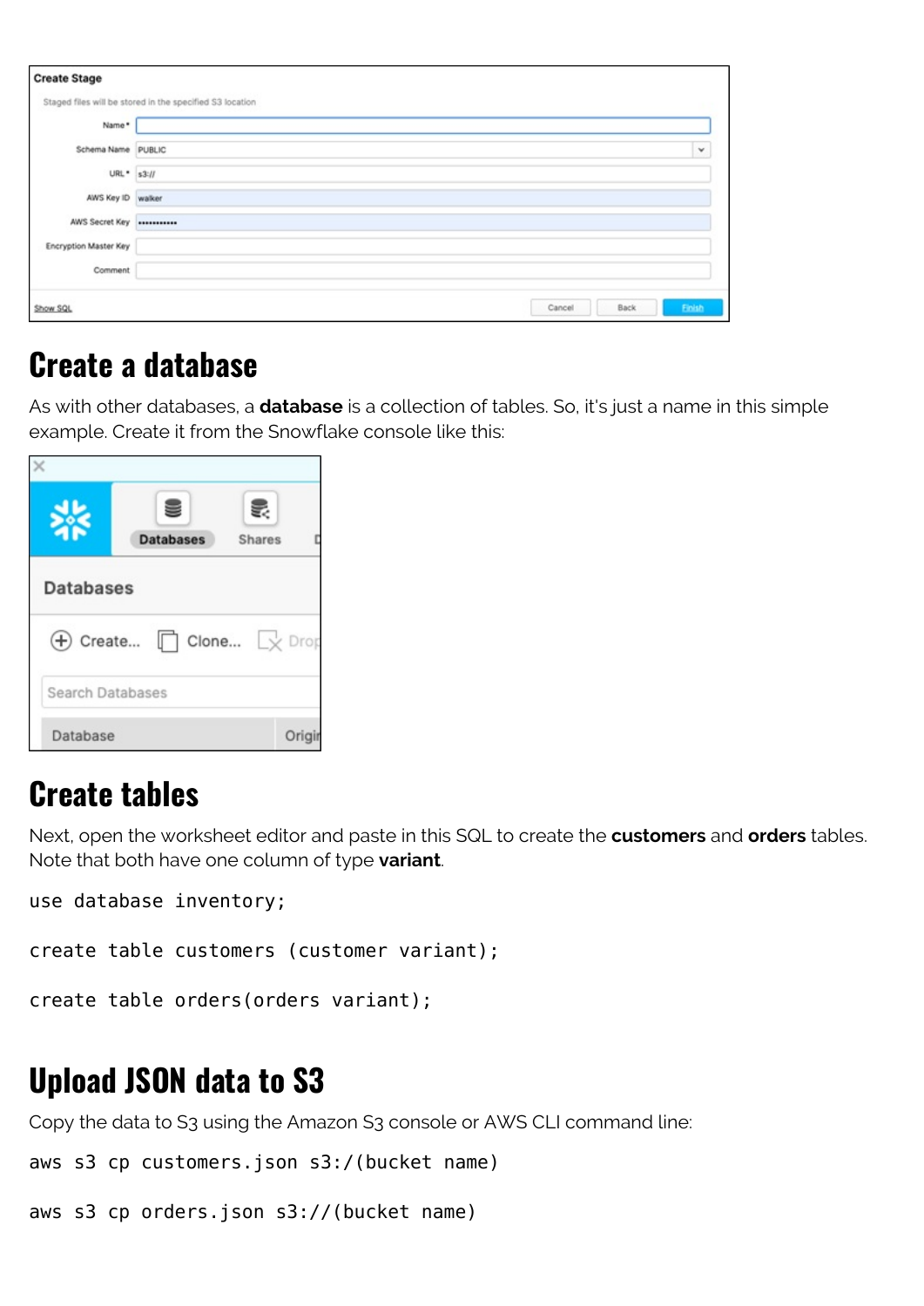## Create a database

As with other databases, a **database** is a collection of tables. So, it's just a name in this simple example. Create it from the Snowflake console like this:

## Create tables

Next, open the worksheet editor and paste in this SQL to create the **customers** and **orders** tables. Note that both have one column of type **variant**.

```
use database inventory;

create table customers (customer variant);

create table orders(orders variant);
```

## Upload JSON data to S3

Copy the data to S3 using the Amazon S3 console or AWS CLI command line:

```
aws s3 cp customers.json s3:/(bucket name)

aws s3 cp orders.json s3://(bucket name)
```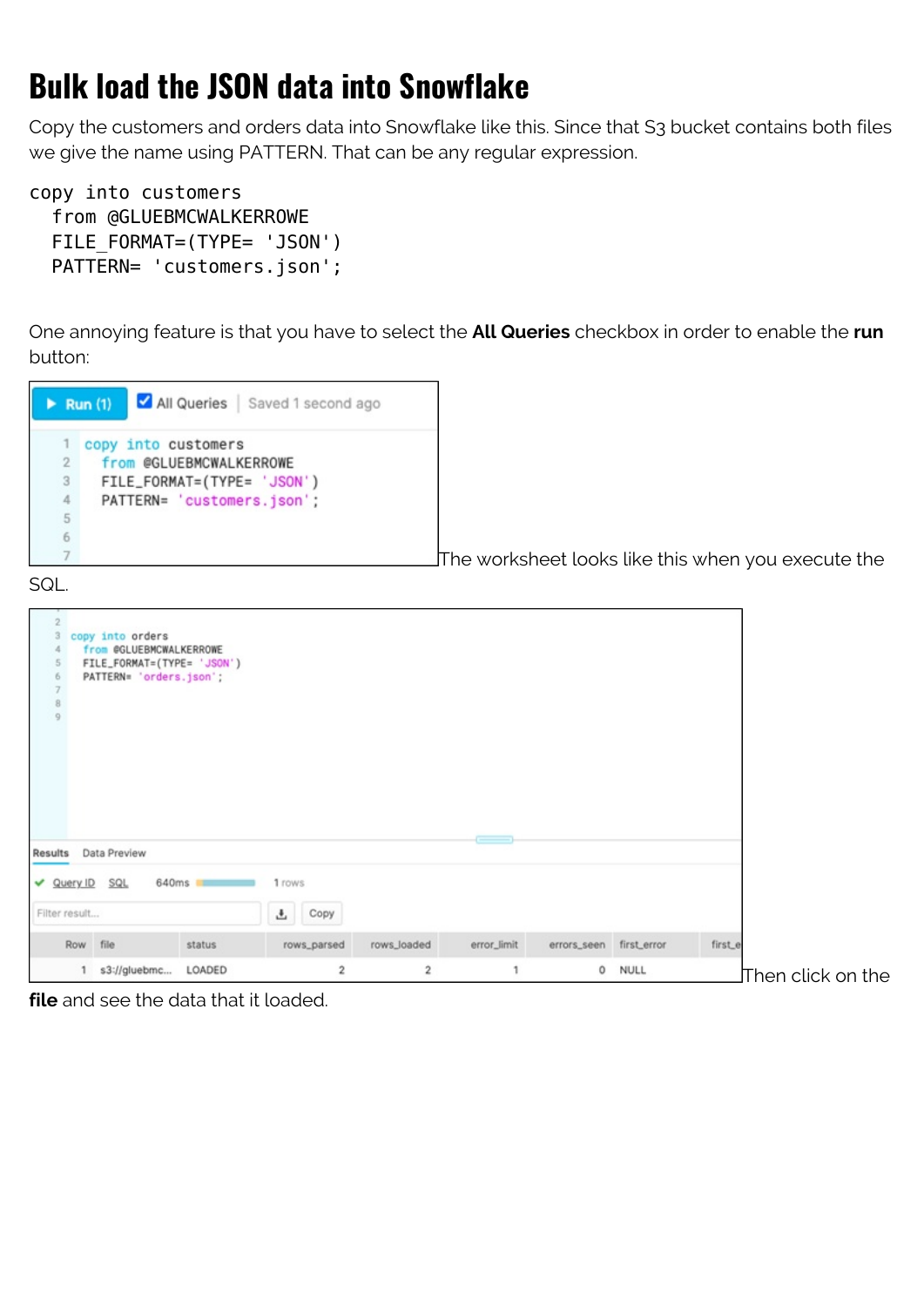# Bulk load the JSON data into Snowflake

Copy the customers and orders data into Snowflake like this. Since that S3 bucket contains both files we give the name using PATTERN. That can be any regular expression.

```
copy into customers
  from @GLUEBMCWALKERROWE
  FILE_FORMAT=(TYPE= 'JSON')
  PATTERN= 'customers.json';
```

One annoying feature is that you have to select the **All Queries** checkbox in order to enable the **run** button:

```
1  copy into customers
2    from @GLUEBMCWALKERROWE
3    FILE_FORMAT=(TYPE= 'JSON')
4    PATTERN= 'customers.json';
5
6
7
```

The worksheet looks like this when you execute the SQL.

```
2
3  copy into orders
4    from @GLUEBMCWALKERROWE
5    FILE_FORMAT=(TYPE= 'JSON')
6    PATTERN= 'orders.json';
7
8
9
```

| Row | file | status | rows_parsed | rows_loaded | error_limit | errors_seen | first_error | first_e |
|---|---|---|---|---|---|---|---|---|
| 1 | s3://gluebmc... | LOADED | 2 | 2 | 1 | 0 | NULL | |

Then click on the **file** and see the data that it loaded.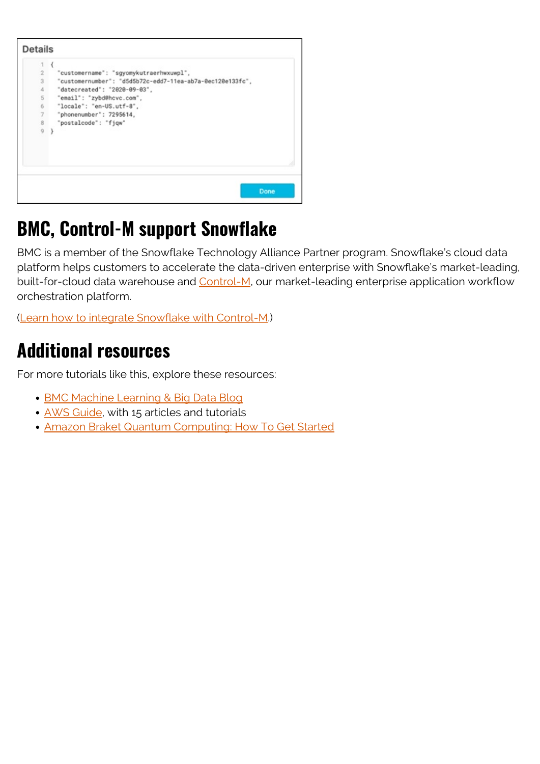Details

```
1 {
2   "customername": "sgyomykutraerhwxuwpl",
3   "customernumber": "d5d5b72c-edd7-11ea-ab7a-0ec120e133fc",
4   "datecreated": "2020-09-03",
5   "email": "zybd@hcvc.com",
6   "locale": "en-US.utf-8",
7   "phonenumber": 7295614,
8   "postalcode": "fjqw"
9 }
```

Done

## BMC, Control-M support Snowflake

BMC is a member of the Snowflake Technology Alliance Partner program. Snowflake's cloud data platform helps customers to accelerate the data-driven enterprise with Snowflake's market-leading, built-for-cloud data warehouse and Control-M, our market-leading enterprise application workflow orchestration platform.

(Learn how to integrate Snowflake with Control-M.)

## Additional resources

For more tutorials like this, explore these resources:

- BMC Machine Learning & Big Data Blog
- AWS Guide, with 15 articles and tutorials
- Amazon Braket Quantum Computing: How To Get Started